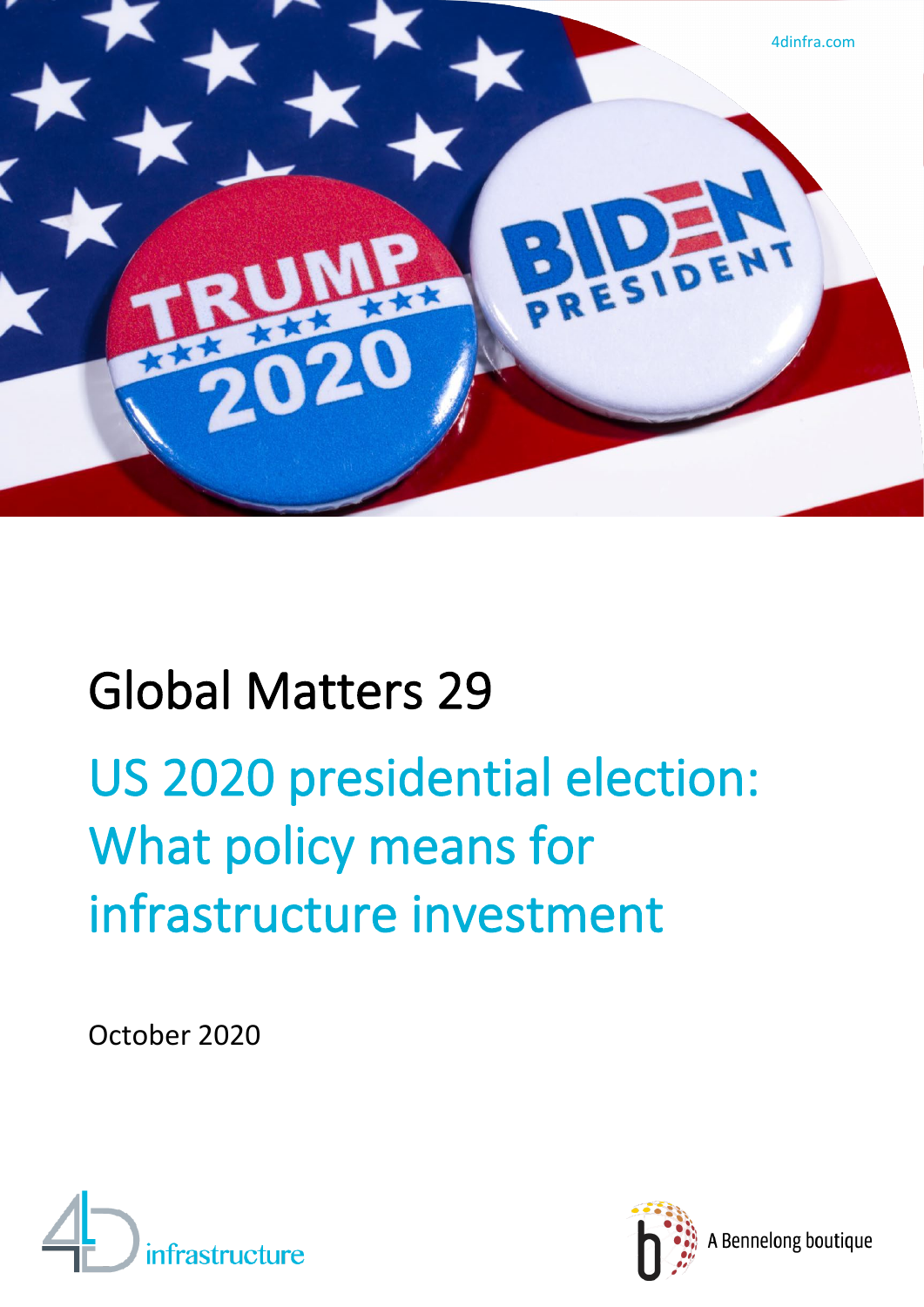4dinfra.com

# Global Matters 29

## US 2020 presidential election: What policy means for infrastructure investment

October 2020

infrastructure

A Bennelong boutique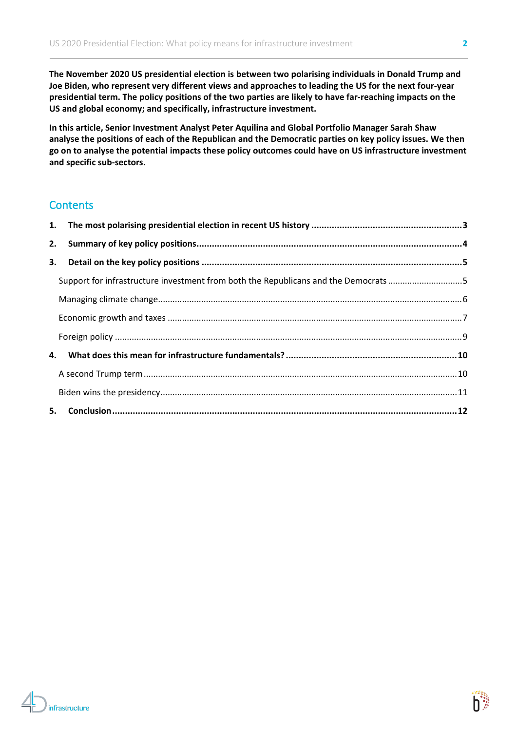**The November 2020 US presidential election is between two polarising individuals in Donald Trump and Joe Biden, who represent very different views and approaches to leading the US for the next four-year presidential term. The policy positions of the two parties are likely to have far-reaching impacts on the US and global economy; and specifically, infrastructure investment.**

**In this article, Senior Investment Analyst Peter Aquilina and Global Portfolio Manager Sarah Shaw analyse the positions of each of the Republican and the Democratic parties on key policy issues. We then go on to analyse the potential impacts these policy outcomes could have on US infrastructure investment and specific sub-sectors.**

## Contents

1. **The most polarising presidential election in recent US history** ..... 3
2. **Summary of key policy positions** ..... 4
3. **Detail on the key policy positions** ..... 5
   - Support for infrastructure investment from both the Republicans and the Democrats ..... 5
   - Managing climate change ..... 6
   - Economic growth and taxes ..... 7
   - Foreign policy ..... 9
4. **What does this mean for infrastructure fundamentals?** ..... 10
   - A second Trump term ..... 10
   - Biden wins the presidency ..... 11
5. **Conclusion** ..... 12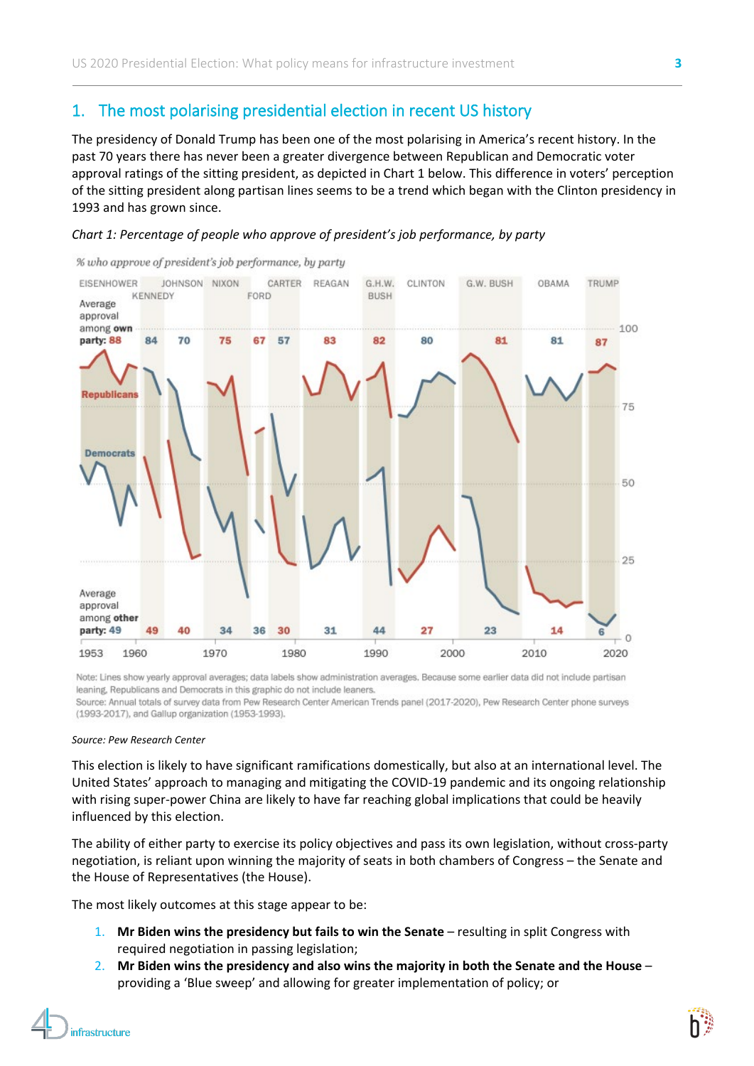## 1. The most polarising presidential election in recent US history

The presidency of Donald Trump has been one of the most polarising in America's recent history. In the past 70 years there has never been a greater divergence between Republican and Democratic voter approval ratings of the sitting president, as depicted in Chart 1 below. This difference in voters' perception of the sitting president along partisan lines seems to be a trend which began with the Clinton presidency in 1993 and has grown since.

*Chart 1: Percentage of people who approve of president's job performance, by party*

*% who approve of president's job performance, by party*

| President | Average approval among own party | Average approval among other party |
|---|---|---|
| Eisenhower | 88 | 49 |
| Kennedy | 84 | 49 |
| Johnson | 70 | 40 |
| Nixon | 75 | 34 |
| Ford | 67 | 36 |
| Carter | 57 | 30 |
| Reagan | 83 | 31 |
| G.H.W. Bush | 82 | 44 |
| Clinton | 80 | 27 |
| G.W. Bush | 81 | 23 |
| Obama | 81 | 14 |
| Trump | 87 | 6 |

Note: Lines show yearly approval averages; data labels show administration averages. Because some earlier data did not include partisan leaning, Republicans and Democrats in this graphic do not include leaners.
Source: Annual totals of survey data from Pew Research Center American Trends panel (2017-2020), Pew Research Center phone surveys (1993-2017), and Gallup organization (1953-1993).

*Source: Pew Research Center*

This election is likely to have significant ramifications domestically, but also at an international level. The United States' approach to managing and mitigating the COVID-19 pandemic and its ongoing relationship with rising super-power China are likely to have far reaching global implications that could be heavily influenced by this election.

The ability of either party to exercise its policy objectives and pass its own legislation, without cross-party negotiation, is reliant upon winning the majority of seats in both chambers of Congress – the Senate and the House of Representatives (the House).

The most likely outcomes at this stage appear to be:

1. **Mr Biden wins the presidency but fails to win the Senate** – resulting in split Congress with required negotiation in passing legislation;
2. **Mr Biden wins the presidency and also wins the majority in both the Senate and the House** – providing a 'Blue sweep' and allowing for greater implementation of policy; or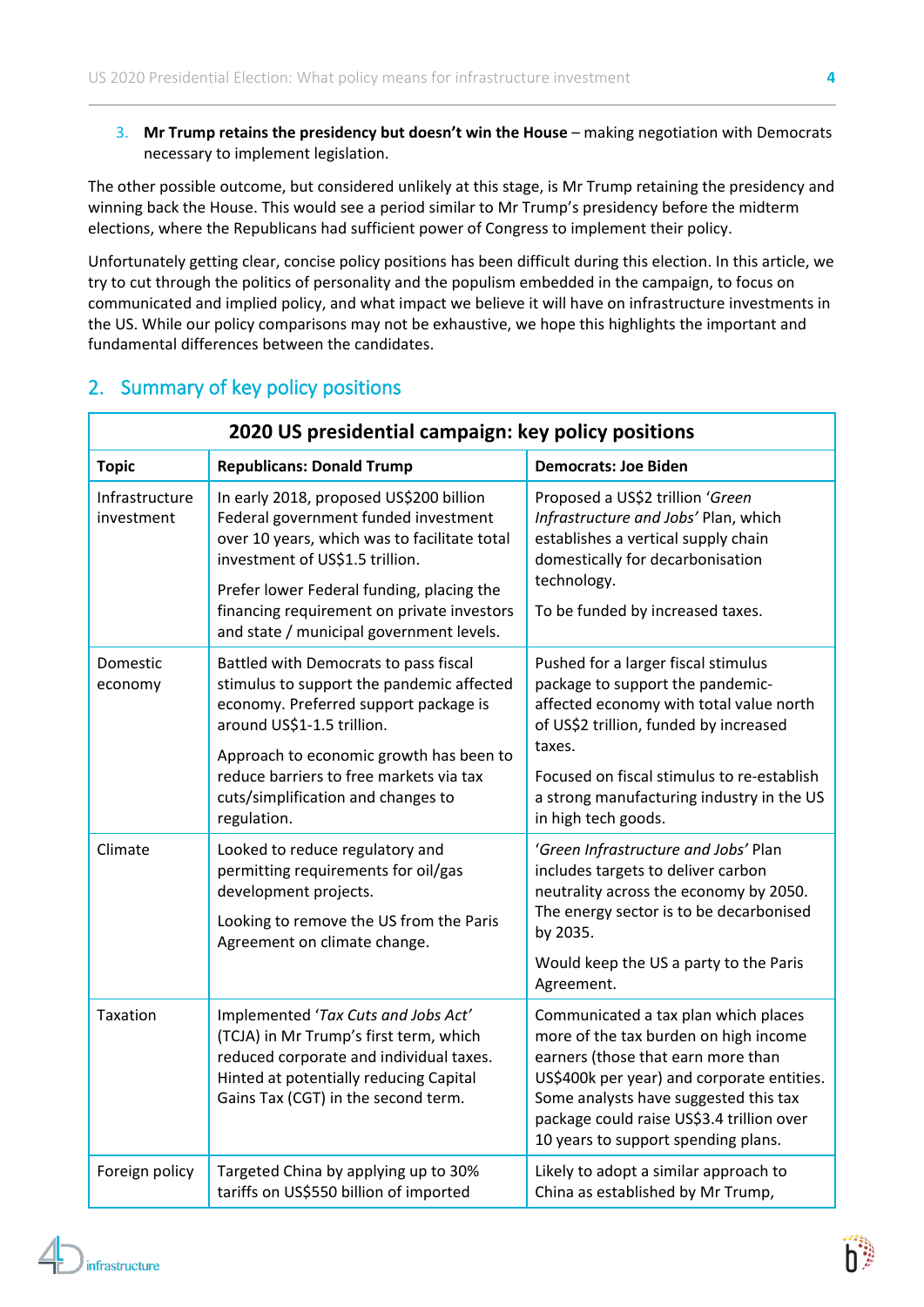3. **Mr Trump retains the presidency but doesn't win the House** – making negotiation with Democrats necessary to implement legislation.

The other possible outcome, but considered unlikely at this stage, is Mr Trump retaining the presidency and winning back the House. This would see a period similar to Mr Trump's presidency before the midterm elections, where the Republicans had sufficient power of Congress to implement their policy.

Unfortunately getting clear, concise policy positions has been difficult during this election. In this article, we try to cut through the politics of personality and the populism embedded in the campaign, to focus on communicated and implied policy, and what impact we believe it will have on infrastructure investments in the US. While our policy comparisons may not be exhaustive, we hope this highlights the important and fundamental differences between the candidates.

## 2. Summary of key policy positions

**2020 US presidential campaign: key policy positions**

| **Topic** | **Republicans: Donald Trump** | **Democrats: Joe Biden** |
|---|---|---|
| Infrastructure investment | In early 2018, proposed US$200 billion Federal government funded investment over 10 years, which was to facilitate total investment of US$1.5 trillion.<br><br>Prefer lower Federal funding, placing the financing requirement on private investors and state / municipal government levels. | Proposed a US$2 trillion *'Green Infrastructure and Jobs'* Plan, which establishes a vertical supply chain domestically for decarbonisation technology.<br><br>To be funded by increased taxes. |
| Domestic economy | Battled with Democrats to pass fiscal stimulus to support the pandemic affected economy. Preferred support package is around US$1-1.5 trillion.<br><br>Approach to economic growth has been to reduce barriers to free markets via tax cuts/simplification and changes to regulation. | Pushed for a larger fiscal stimulus package to support the pandemic-affected economy with total value north of US$2 trillion, funded by increased taxes.<br><br>Focused on fiscal stimulus to re-establish a strong manufacturing industry in the US in high tech goods. |
| Climate | Looked to reduce regulatory and permitting requirements for oil/gas development projects.<br><br>Looking to remove the US from the Paris Agreement on climate change. | *'Green Infrastructure and Jobs'* Plan includes targets to deliver carbon neutrality across the economy by 2050. The energy sector is to be decarbonised by 2035.<br><br>Would keep the US a party to the Paris Agreement. |
| Taxation | Implemented *'Tax Cuts and Jobs Act'* (TCJA) in Mr Trump's first term, which reduced corporate and individual taxes. Hinted at potentially reducing Capital Gains Tax (CGT) in the second term. | Communicated a tax plan which places more of the tax burden on high income earners (those that earn more than US$400k per year) and corporate entities. Some analysts have suggested this tax package could raise US$3.4 trillion over 10 years to support spending plans. |
| Foreign policy | Targeted China by applying up to 30% tariffs on US$550 billion of imported | Likely to adopt a similar approach to China as established by Mr Trump, |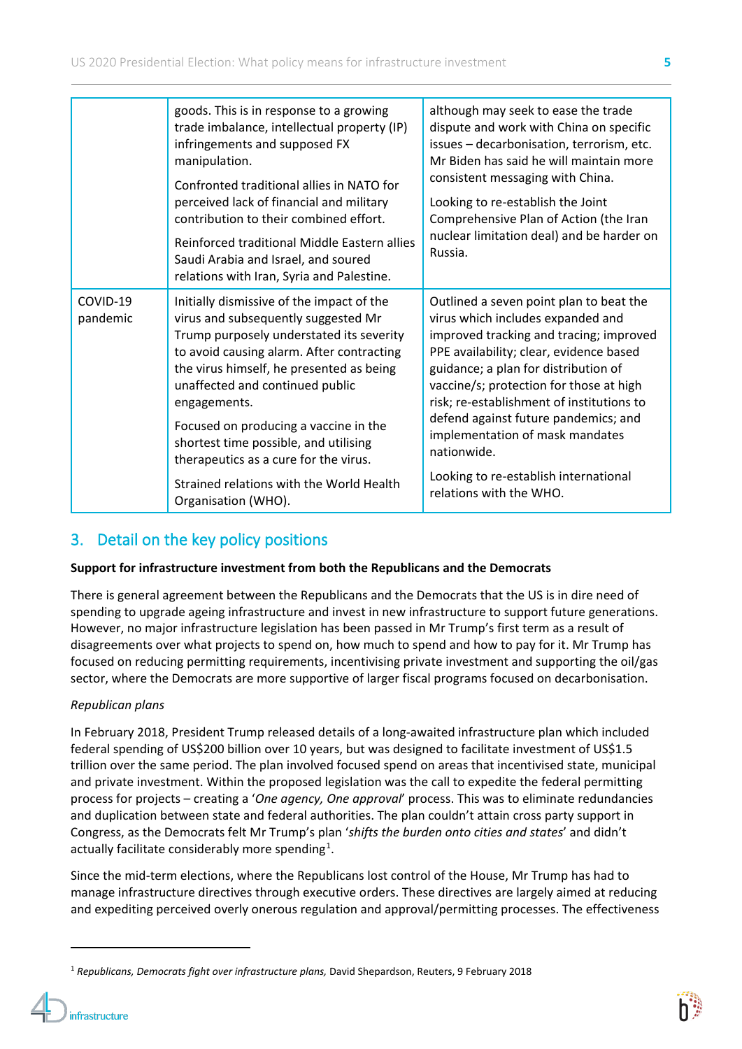| | | |
|---|---|---|
| | goods. This is in response to a growing trade imbalance, intellectual property (IP) infringements and supposed FX manipulation.<br><br>Confronted traditional allies in NATO for perceived lack of financial and military contribution to their combined effort.<br><br>Reinforced traditional Middle Eastern allies Saudi Arabia and Israel, and soured relations with Iran, Syria and Palestine. | although may seek to ease the trade dispute and work with China on specific issues – decarbonisation, terrorism, etc. Mr Biden has said he will maintain more consistent messaging with China.<br><br>Looking to re-establish the Joint Comprehensive Plan of Action (the Iran nuclear limitation deal) and be harder on Russia. |
| COVID-19 pandemic | Initially dismissive of the impact of the virus and subsequently suggested Mr Trump purposely understated its severity to avoid causing alarm. After contracting the virus himself, he presented as being unaffected and continued public engagements.<br><br>Focused on producing a vaccine in the shortest time possible, and utilising therapeutics as a cure for the virus.<br><br>Strained relations with the World Health Organisation (WHO). | Outlined a seven point plan to beat the virus which includes expanded and improved tracking and tracing; improved PPE availability; clear, evidence based guidance; a plan for distribution of vaccine/s; protection for those at high risk; re-establishment of institutions to defend against future pandemics; and implementation of mask mandates nationwide.<br><br>Looking to re-establish international relations with the WHO. |

## 3. Detail on the key policy positions

**Support for infrastructure investment from both the Republicans and the Democrats**

There is general agreement between the Republicans and the Democrats that the US is in dire need of spending to upgrade ageing infrastructure and invest in new infrastructure to support future generations. However, no major infrastructure legislation has been passed in Mr Trump's first term as a result of disagreements over what projects to spend on, how much to spend and how to pay for it. Mr Trump has focused on reducing permitting requirements, incentivising private investment and supporting the oil/gas sector, where the Democrats are more supportive of larger fiscal programs focused on decarbonisation.

*Republican plans*

In February 2018, President Trump released details of a long-awaited infrastructure plan which included federal spending of US$200 billion over 10 years, but was designed to facilitate investment of US$1.5 trillion over the same period. The plan involved focused spend on areas that incentivised state, municipal and private investment. Within the proposed legislation was the call to expedite the federal permitting process for projects – creating a '*One agency, One approval*' process. This was to eliminate redundancies and duplication between state and federal authorities. The plan couldn't attain cross party support in Congress, as the Democrats felt Mr Trump's plan '*shifts the burden onto cities and states*' and didn't actually facilitate considerably more spending[1].

Since the mid-term elections, where the Republicans lost control of the House, Mr Trump has had to manage infrastructure directives through executive orders. These directives are largely aimed at reducing and expediting perceived overly onerous regulation and approval/permitting processes. The effectiveness

---

[1] *Republicans, Democrats fight over infrastructure plans,* David Shepardson, Reuters, 9 February 2018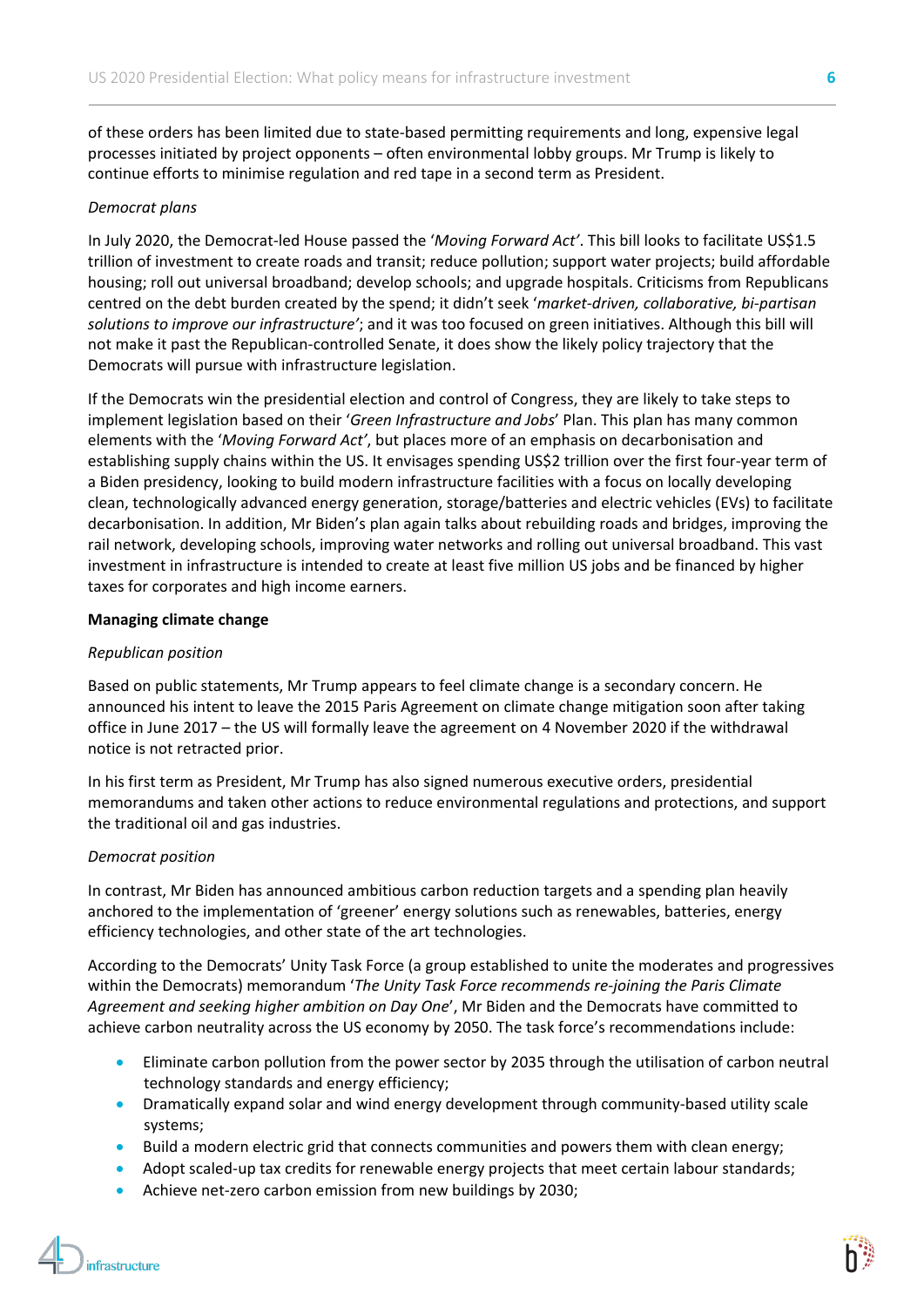of these orders has been limited due to state-based permitting requirements and long, expensive legal processes initiated by project opponents – often environmental lobby groups. Mr Trump is likely to continue efforts to minimise regulation and red tape in a second term as President.

*Democrat plans*

In July 2020, the Democrat-led House passed the '*Moving Forward Act'*. This bill looks to facilitate US$1.5 trillion of investment to create roads and transit; reduce pollution; support water projects; build affordable housing; roll out universal broadband; develop schools; and upgrade hospitals. Criticisms from Republicans centred on the debt burden created by the spend; it didn't seek '*market-driven, collaborative, bi-partisan solutions to improve our infrastructure'*; and it was too focused on green initiatives. Although this bill will not make it past the Republican-controlled Senate, it does show the likely policy trajectory that the Democrats will pursue with infrastructure legislation.

If the Democrats win the presidential election and control of Congress, they are likely to take steps to implement legislation based on their '*Green Infrastructure and Jobs*' Plan. This plan has many common elements with the '*Moving Forward Act'*, but places more of an emphasis on decarbonisation and establishing supply chains within the US. It envisages spending US$2 trillion over the first four-year term of a Biden presidency, looking to build modern infrastructure facilities with a focus on locally developing clean, technologically advanced energy generation, storage/batteries and electric vehicles (EVs) to facilitate decarbonisation. In addition, Mr Biden's plan again talks about rebuilding roads and bridges, improving the rail network, developing schools, improving water networks and rolling out universal broadband. This vast investment in infrastructure is intended to create at least five million US jobs and be financed by higher taxes for corporates and high income earners.

**Managing climate change**

*Republican position*

Based on public statements, Mr Trump appears to feel climate change is a secondary concern. He announced his intent to leave the 2015 Paris Agreement on climate change mitigation soon after taking office in June 2017 – the US will formally leave the agreement on 4 November 2020 if the withdrawal notice is not retracted prior.

In his first term as President, Mr Trump has also signed numerous executive orders, presidential memorandums and taken other actions to reduce environmental regulations and protections, and support the traditional oil and gas industries.

*Democrat position*

In contrast, Mr Biden has announced ambitious carbon reduction targets and a spending plan heavily anchored to the implementation of 'greener' energy solutions such as renewables, batteries, energy efficiency technologies, and other state of the art technologies.

According to the Democrats' Unity Task Force (a group established to unite the moderates and progressives within the Democrats) memorandum '*The Unity Task Force recommends re-joining the Paris Climate Agreement and seeking higher ambition on Day One*', Mr Biden and the Democrats have committed to achieve carbon neutrality across the US economy by 2050. The task force's recommendations include:

- Eliminate carbon pollution from the power sector by 2035 through the utilisation of carbon neutral technology standards and energy efficiency;
- Dramatically expand solar and wind energy development through community-based utility scale systems;
- Build a modern electric grid that connects communities and powers them with clean energy;
- Adopt scaled-up tax credits for renewable energy projects that meet certain labour standards;
- Achieve net-zero carbon emission from new buildings by 2030;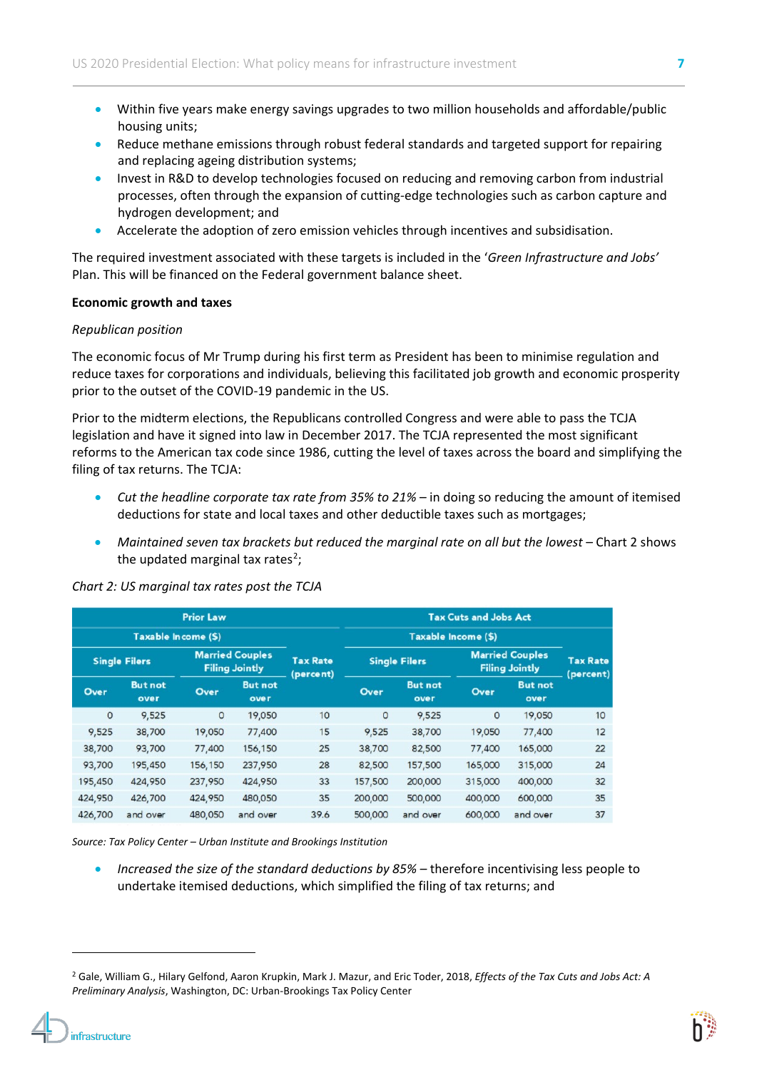- Within five years make energy savings upgrades to two million households and affordable/public housing units;
- Reduce methane emissions through robust federal standards and targeted support for repairing and replacing ageing distribution systems;
- Invest in R&D to develop technologies focused on reducing and removing carbon from industrial processes, often through the expansion of cutting-edge technologies such as carbon capture and hydrogen development; and
- Accelerate the adoption of zero emission vehicles through incentives and subsidisation.

The required investment associated with these targets is included in the '*Green Infrastructure and Jobs'* Plan. This will be financed on the Federal government balance sheet.

**Economic growth and taxes**

*Republican position*

The economic focus of Mr Trump during his first term as President has been to minimise regulation and reduce taxes for corporations and individuals, believing this facilitated job growth and economic prosperity prior to the outset of the COVID-19 pandemic in the US.

Prior to the midterm elections, the Republicans controlled Congress and were able to pass the TCJA legislation and have it signed into law in December 2017. The TCJA represented the most significant reforms to the American tax code since 1986, cutting the level of taxes across the board and simplifying the filing of tax returns. The TCJA:

- *Cut the headline corporate tax rate from 35% to 21%* – in doing so reducing the amount of itemised deductions for state and local taxes and other deductible taxes such as mortgages;
- *Maintained seven tax brackets but reduced the marginal rate on all but the lowest* – Chart 2 shows the updated marginal tax rates[2];

*Chart 2: US marginal tax rates post the TCJA*

| Prior Law | | | | | Tax Cuts and Jobs Act | | | | |
|---|---|---|---|---|---|---|---|---|---|
| Taxable Income ($) | | | | | Taxable Income ($) | | | | |
| Single Filers | | Married Couples Filing Jointly | | Tax Rate (percent) | Single Filers | | Married Couples Filing Jointly | | Tax Rate (percent) |
| Over | But not over | Over | But not over | | Over | But not over | Over | But not over | |
| 0 | 9,525 | 0 | 19,050 | 10 | 0 | 9,525 | 0 | 19,050 | 10 |
| 9,525 | 38,700 | 19,050 | 77,400 | 15 | 9,525 | 38,700 | 19,050 | 77,400 | 12 |
| 38,700 | 93,700 | 77,400 | 156,150 | 25 | 38,700 | 82,500 | 77,400 | 165,000 | 22 |
| 93,700 | 195,450 | 156,150 | 237,950 | 28 | 82,500 | 157,500 | 165,000 | 315,000 | 24 |
| 195,450 | 424,950 | 237,950 | 424,950 | 33 | 157,500 | 200,000 | 315,000 | 400,000 | 32 |
| 424,950 | 426,700 | 424,950 | 480,050 | 35 | 200,000 | 500,000 | 400,000 | 600,000 | 35 |
| 426,700 | and over | 480,050 | and over | 39.6 | 500,000 | and over | 600,000 | and over | 37 |

*Source: Tax Policy Center – Urban Institute and Brookings Institution*

- *Increased the size of the standard deductions by 85%* – therefore incentivising less people to undertake itemised deductions, which simplified the filing of tax returns; and

[2] Gale, William G., Hilary Gelfond, Aaron Krupkin, Mark J. Mazur, and Eric Toder, 2018, *Effects of the Tax Cuts and Jobs Act: A Preliminary Analysis*, Washington, DC: Urban-Brookings Tax Policy Center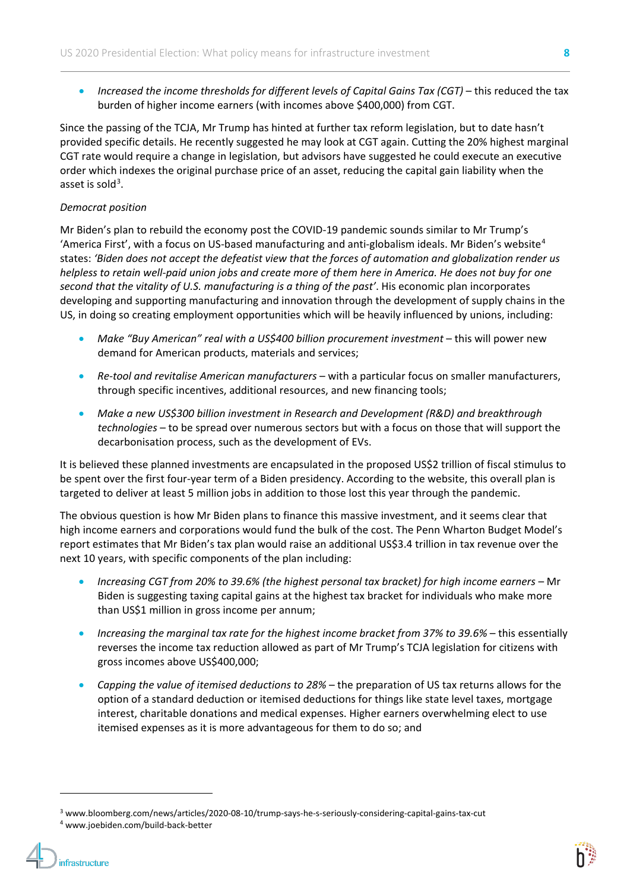- *Increased the income thresholds for different levels of Capital Gains Tax (CGT)* – this reduced the tax burden of higher income earners (with incomes above $400,000) from CGT.

Since the passing of the TCJA, Mr Trump has hinted at further tax reform legislation, but to date hasn't provided specific details. He recently suggested he may look at CGT again. Cutting the 20% highest marginal CGT rate would require a change in legislation, but advisors have suggested he could execute an executive order which indexes the original purchase price of an asset, reducing the capital gain liability when the asset is sold[3].

*Democrat position*

Mr Biden's plan to rebuild the economy post the COVID-19 pandemic sounds similar to Mr Trump's 'America First', with a focus on US-based manufacturing and anti-globalism ideals. Mr Biden's website[4] states: *'Biden does not accept the defeatist view that the forces of automation and globalization render us helpless to retain well-paid union jobs and create more of them here in America. He does not buy for one second that the vitality of U.S. manufacturing is a thing of the past'*. His economic plan incorporates developing and supporting manufacturing and innovation through the development of supply chains in the US, in doing so creating employment opportunities which will be heavily influenced by unions, including:

- *Make "Buy American" real with a US$400 billion procurement investment* – this will power new demand for American products, materials and services;
- *Re-tool and revitalise American manufacturers* – with a particular focus on smaller manufacturers, through specific incentives, additional resources, and new financing tools;
- *Make a new US$300 billion investment in Research and Development (R&D) and breakthrough technologies* – to be spread over numerous sectors but with a focus on those that will support the decarbonisation process, such as the development of EVs.

It is believed these planned investments are encapsulated in the proposed US$2 trillion of fiscal stimulus to be spent over the first four-year term of a Biden presidency. According to the website, this overall plan is targeted to deliver at least 5 million jobs in addition to those lost this year through the pandemic.

The obvious question is how Mr Biden plans to finance this massive investment, and it seems clear that high income earners and corporations would fund the bulk of the cost. The Penn Wharton Budget Model's report estimates that Mr Biden's tax plan would raise an additional US$3.4 trillion in tax revenue over the next 10 years, with specific components of the plan including:

- *Increasing CGT from 20% to 39.6% (the highest personal tax bracket) for high income earners* – Mr Biden is suggesting taxing capital gains at the highest tax bracket for individuals who make more than US$1 million in gross income per annum;
- *Increasing the marginal tax rate for the highest income bracket from 37% to 39.6%* – this essentially reverses the income tax reduction allowed as part of Mr Trump's TCJA legislation for citizens with gross incomes above US$400,000;
- *Capping the value of itemised deductions to 28%* – the preparation of US tax returns allows for the option of a standard deduction or itemised deductions for things like state level taxes, mortgage interest, charitable donations and medical expenses. Higher earners overwhelming elect to use itemised expenses as it is more advantageous for them to do so; and

[3] www.bloomberg.com/news/articles/2020-08-10/trump-says-he-s-seriously-considering-capital-gains-tax-cut

[4] www.joebiden.com/build-back-better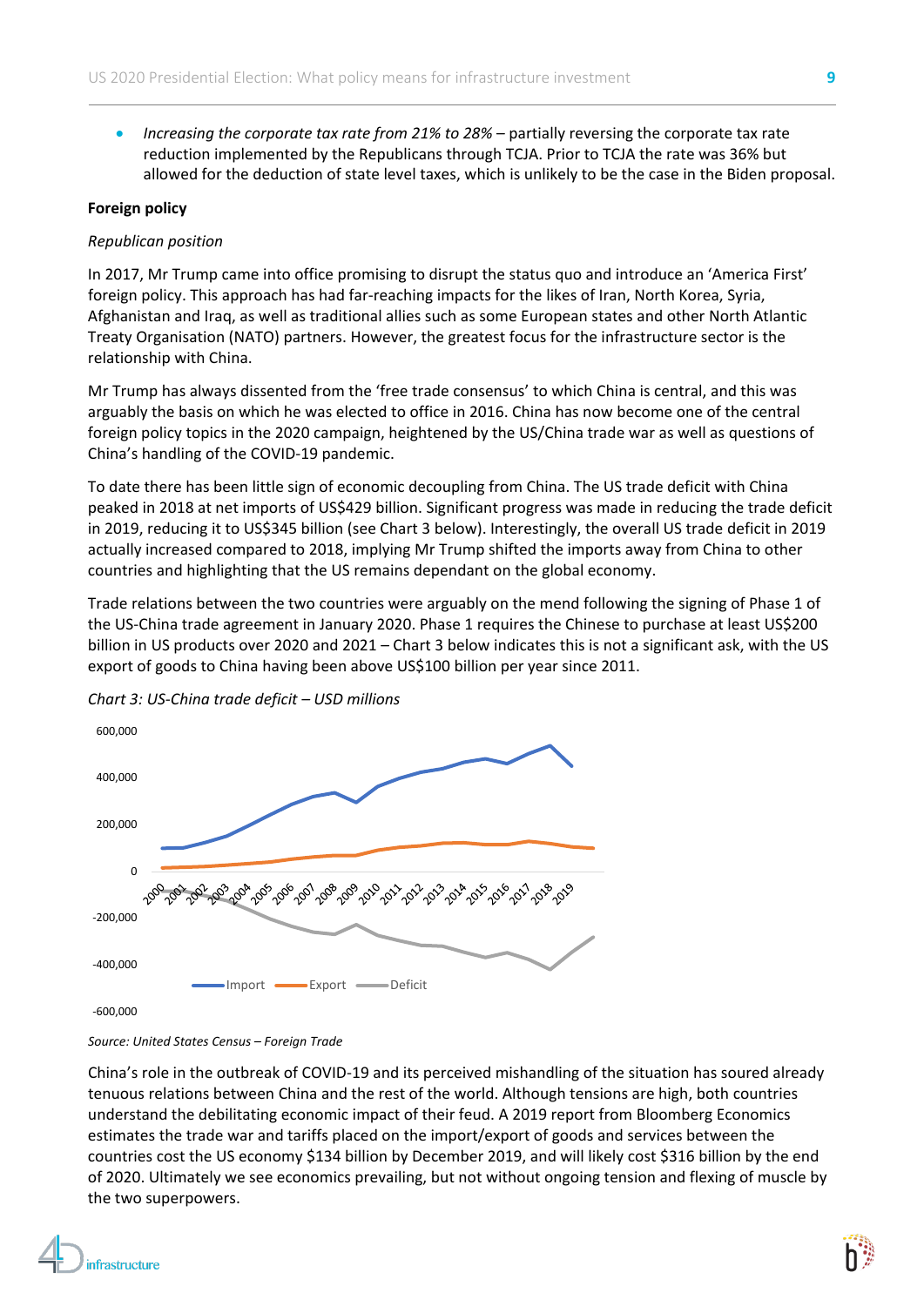- *Increasing the corporate tax rate from 21% to 28%* – partially reversing the corporate tax rate reduction implemented by the Republicans through TCJA. Prior to TCJA the rate was 36% but allowed for the deduction of state level taxes, which is unlikely to be the case in the Biden proposal.

**Foreign policy**

*Republican position*

In 2017, Mr Trump came into office promising to disrupt the status quo and introduce an 'America First' foreign policy. This approach has had far-reaching impacts for the likes of Iran, North Korea, Syria, Afghanistan and Iraq, as well as traditional allies such as some European states and other North Atlantic Treaty Organisation (NATO) partners. However, the greatest focus for the infrastructure sector is the relationship with China.

Mr Trump has always dissented from the 'free trade consensus' to which China is central, and this was arguably the basis on which he was elected to office in 2016. China has now become one of the central foreign policy topics in the 2020 campaign, heightened by the US/China trade war as well as questions of China's handling of the COVID-19 pandemic.

To date there has been little sign of economic decoupling from China. The US trade deficit with China peaked in 2018 at net imports of US$429 billion. Significant progress was made in reducing the trade deficit in 2019, reducing it to US$345 billion (see Chart 3 below). Interestingly, the overall US trade deficit in 2019 actually increased compared to 2018, implying Mr Trump shifted the imports away from China to other countries and highlighting that the US remains dependant on the global economy.

Trade relations between the two countries were arguably on the mend following the signing of Phase 1 of the US-China trade agreement in January 2020. Phase 1 requires the Chinese to purchase at least US$200 billion in US products over 2020 and 2021 – Chart 3 below indicates this is not a significant ask, with the US export of goods to China having been above US$100 billion per year since 2011.

*Chart 3: US-China trade deficit – USD millions*

*Source: United States Census – Foreign Trade*

China's role in the outbreak of COVID-19 and its perceived mishandling of the situation has soured already tenuous relations between China and the rest of the world. Although tensions are high, both countries understand the debilitating economic impact of their feud. A 2019 report from Bloomberg Economics estimates the trade war and tariffs placed on the import/export of goods and services between the countries cost the US economy $134 billion by December 2019, and will likely cost $316 billion by the end of 2020. Ultimately we see economics prevailing, but not without ongoing tension and flexing of muscle by the two superpowers.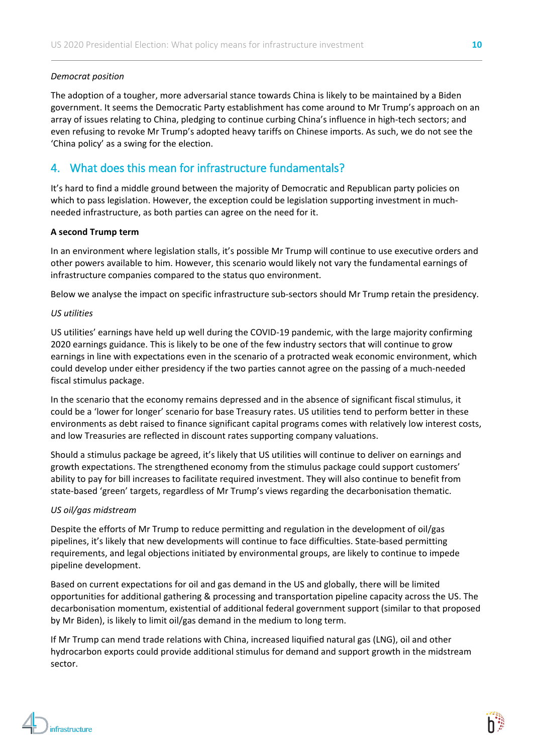*Democrat position*

The adoption of a tougher, more adversarial stance towards China is likely to be maintained by a Biden government. It seems the Democratic Party establishment has come around to Mr Trump's approach on an array of issues relating to China, pledging to continue curbing China's influence in high-tech sectors; and even refusing to revoke Mr Trump's adopted heavy tariffs on Chinese imports. As such, we do not see the 'China policy' as a swing for the election.

## 4. What does this mean for infrastructure fundamentals?

It's hard to find a middle ground between the majority of Democratic and Republican party policies on which to pass legislation. However, the exception could be legislation supporting investment in much-needed infrastructure, as both parties can agree on the need for it.

**A second Trump term**

In an environment where legislation stalls, it's possible Mr Trump will continue to use executive orders and other powers available to him. However, this scenario would likely not vary the fundamental earnings of infrastructure companies compared to the status quo environment.

Below we analyse the impact on specific infrastructure sub-sectors should Mr Trump retain the presidency.

*US utilities*

US utilities' earnings have held up well during the COVID-19 pandemic, with the large majority confirming 2020 earnings guidance. This is likely to be one of the few industry sectors that will continue to grow earnings in line with expectations even in the scenario of a protracted weak economic environment, which could develop under either presidency if the two parties cannot agree on the passing of a much-needed fiscal stimulus package.

In the scenario that the economy remains depressed and in the absence of significant fiscal stimulus, it could be a 'lower for longer' scenario for base Treasury rates. US utilities tend to perform better in these environments as debt raised to finance significant capital programs comes with relatively low interest costs, and low Treasuries are reflected in discount rates supporting company valuations.

Should a stimulus package be agreed, it's likely that US utilities will continue to deliver on earnings and growth expectations. The strengthened economy from the stimulus package could support customers' ability to pay for bill increases to facilitate required investment. They will also continue to benefit from state-based 'green' targets, regardless of Mr Trump's views regarding the decarbonisation thematic.

*US oil/gas midstream*

Despite the efforts of Mr Trump to reduce permitting and regulation in the development of oil/gas pipelines, it's likely that new developments will continue to face difficulties. State-based permitting requirements, and legal objections initiated by environmental groups, are likely to continue to impede pipeline development.

Based on current expectations for oil and gas demand in the US and globally, there will be limited opportunities for additional gathering & processing and transportation pipeline capacity across the US. The decarbonisation momentum, existential of additional federal government support (similar to that proposed by Mr Biden), is likely to limit oil/gas demand in the medium to long term.

If Mr Trump can mend trade relations with China, increased liquified natural gas (LNG), oil and other hydrocarbon exports could provide additional stimulus for demand and support growth in the midstream sector.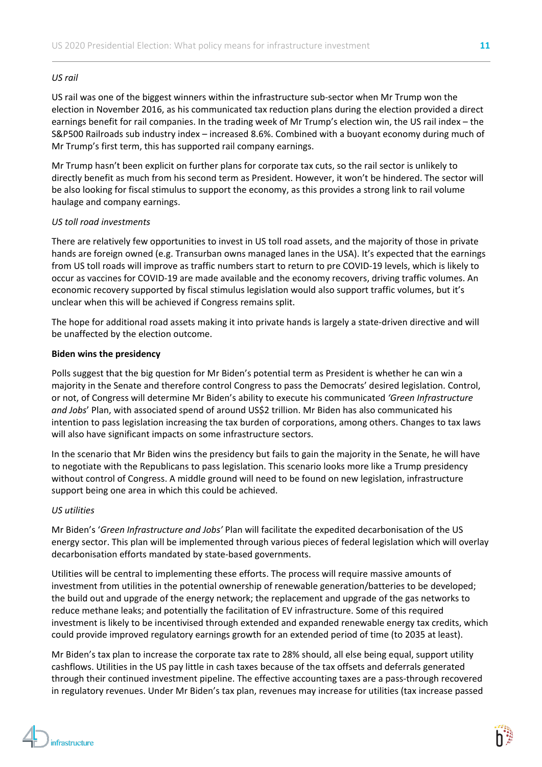*US rail*

US rail was one of the biggest winners within the infrastructure sub-sector when Mr Trump won the election in November 2016, as his communicated tax reduction plans during the election provided a direct earnings benefit for rail companies. In the trading week of Mr Trump's election win, the US rail index – the S&P500 Railroads sub industry index – increased 8.6%. Combined with a buoyant economy during much of Mr Trump's first term, this has supported rail company earnings.

Mr Trump hasn't been explicit on further plans for corporate tax cuts, so the rail sector is unlikely to directly benefit as much from his second term as President. However, it won't be hindered. The sector will be also looking for fiscal stimulus to support the economy, as this provides a strong link to rail volume haulage and company earnings.

*US toll road investments*

There are relatively few opportunities to invest in US toll road assets, and the majority of those in private hands are foreign owned (e.g. Transurban owns managed lanes in the USA). It's expected that the earnings from US toll roads will improve as traffic numbers start to return to pre COVID-19 levels, which is likely to occur as vaccines for COVID-19 are made available and the economy recovers, driving traffic volumes. An economic recovery supported by fiscal stimulus legislation would also support traffic volumes, but it's unclear when this will be achieved if Congress remains split.

The hope for additional road assets making it into private hands is largely a state-driven directive and will be unaffected by the election outcome.

**Biden wins the presidency**

Polls suggest that the big question for Mr Biden's potential term as President is whether he can win a majority in the Senate and therefore control Congress to pass the Democrats' desired legislation. Control, or not, of Congress will determine Mr Biden's ability to execute his communicated *'Green Infrastructure and Jobs*' Plan, with associated spend of around US$2 trillion. Mr Biden has also communicated his intention to pass legislation increasing the tax burden of corporations, among others. Changes to tax laws will also have significant impacts on some infrastructure sectors.

In the scenario that Mr Biden wins the presidency but fails to gain the majority in the Senate, he will have to negotiate with the Republicans to pass legislation. This scenario looks more like a Trump presidency without control of Congress. A middle ground will need to be found on new legislation, infrastructure support being one area in which this could be achieved.

*US utilities*

Mr Biden's '*Green Infrastructure and Jobs'* Plan will facilitate the expedited decarbonisation of the US energy sector. This plan will be implemented through various pieces of federal legislation which will overlay decarbonisation efforts mandated by state-based governments.

Utilities will be central to implementing these efforts. The process will require massive amounts of investment from utilities in the potential ownership of renewable generation/batteries to be developed; the build out and upgrade of the energy network; the replacement and upgrade of the gas networks to reduce methane leaks; and potentially the facilitation of EV infrastructure. Some of this required investment is likely to be incentivised through extended and expanded renewable energy tax credits, which could provide improved regulatory earnings growth for an extended period of time (to 2035 at least).

Mr Biden's tax plan to increase the corporate tax rate to 28% should, all else being equal, support utility cashflows. Utilities in the US pay little in cash taxes because of the tax offsets and deferrals generated through their continued investment pipeline. The effective accounting taxes are a pass-through recovered in regulatory revenues. Under Mr Biden's tax plan, revenues may increase for utilities (tax increase passed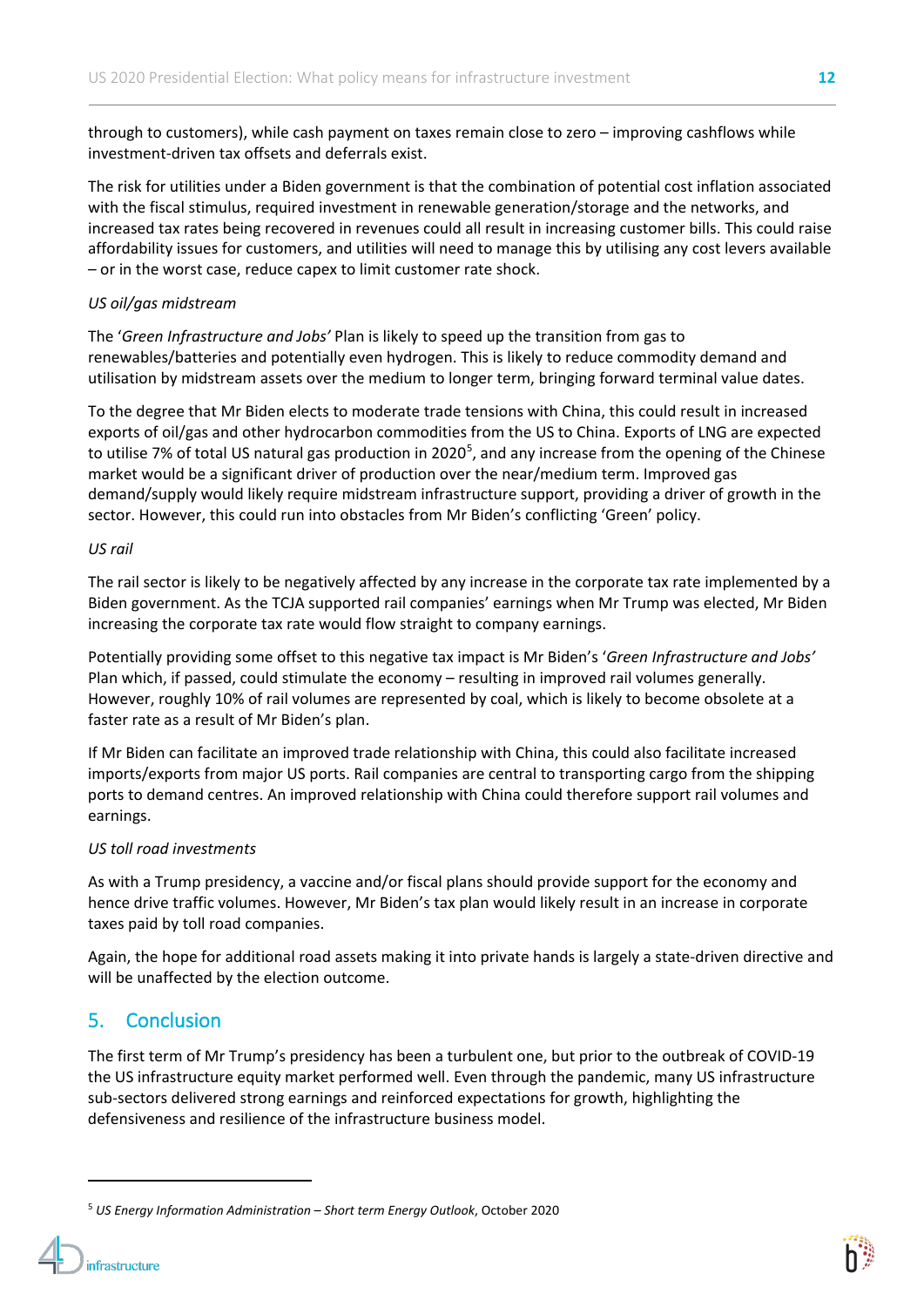through to customers), while cash payment on taxes remain close to zero – improving cashflows while investment-driven tax offsets and deferrals exist.

The risk for utilities under a Biden government is that the combination of potential cost inflation associated with the fiscal stimulus, required investment in renewable generation/storage and the networks, and increased tax rates being recovered in revenues could all result in increasing customer bills. This could raise affordability issues for customers, and utilities will need to manage this by utilising any cost levers available – or in the worst case, reduce capex to limit customer rate shock.

*US oil/gas midstream*

The '*Green Infrastructure and Jobs'* Plan is likely to speed up the transition from gas to renewables/batteries and potentially even hydrogen. This is likely to reduce commodity demand and utilisation by midstream assets over the medium to longer term, bringing forward terminal value dates.

To the degree that Mr Biden elects to moderate trade tensions with China, this could result in increased exports of oil/gas and other hydrocarbon commodities from the US to China. Exports of LNG are expected to utilise 7% of total US natural gas production in 2020[5], and any increase from the opening of the Chinese market would be a significant driver of production over the near/medium term. Improved gas demand/supply would likely require midstream infrastructure support, providing a driver of growth in the sector. However, this could run into obstacles from Mr Biden's conflicting 'Green' policy.

*US rail*

The rail sector is likely to be negatively affected by any increase in the corporate tax rate implemented by a Biden government. As the TCJA supported rail companies' earnings when Mr Trump was elected, Mr Biden increasing the corporate tax rate would flow straight to company earnings.

Potentially providing some offset to this negative tax impact is Mr Biden's '*Green Infrastructure and Jobs'* Plan which, if passed, could stimulate the economy – resulting in improved rail volumes generally. However, roughly 10% of rail volumes are represented by coal, which is likely to become obsolete at a faster rate as a result of Mr Biden's plan.

If Mr Biden can facilitate an improved trade relationship with China, this could also facilitate increased imports/exports from major US ports. Rail companies are central to transporting cargo from the shipping ports to demand centres. An improved relationship with China could therefore support rail volumes and earnings.

*US toll road investments*

As with a Trump presidency, a vaccine and/or fiscal plans should provide support for the economy and hence drive traffic volumes. However, Mr Biden's tax plan would likely result in an increase in corporate taxes paid by toll road companies.

Again, the hope for additional road assets making it into private hands is largely a state-driven directive and will be unaffected by the election outcome.

## 5. Conclusion

The first term of Mr Trump's presidency has been a turbulent one, but prior to the outbreak of COVID-19 the US infrastructure equity market performed well. Even through the pandemic, many US infrastructure sub-sectors delivered strong earnings and reinforced expectations for growth, highlighting the defensiveness and resilience of the infrastructure business model.

---

[5] *US Energy Information Administration – Short term Energy Outlook*, October 2020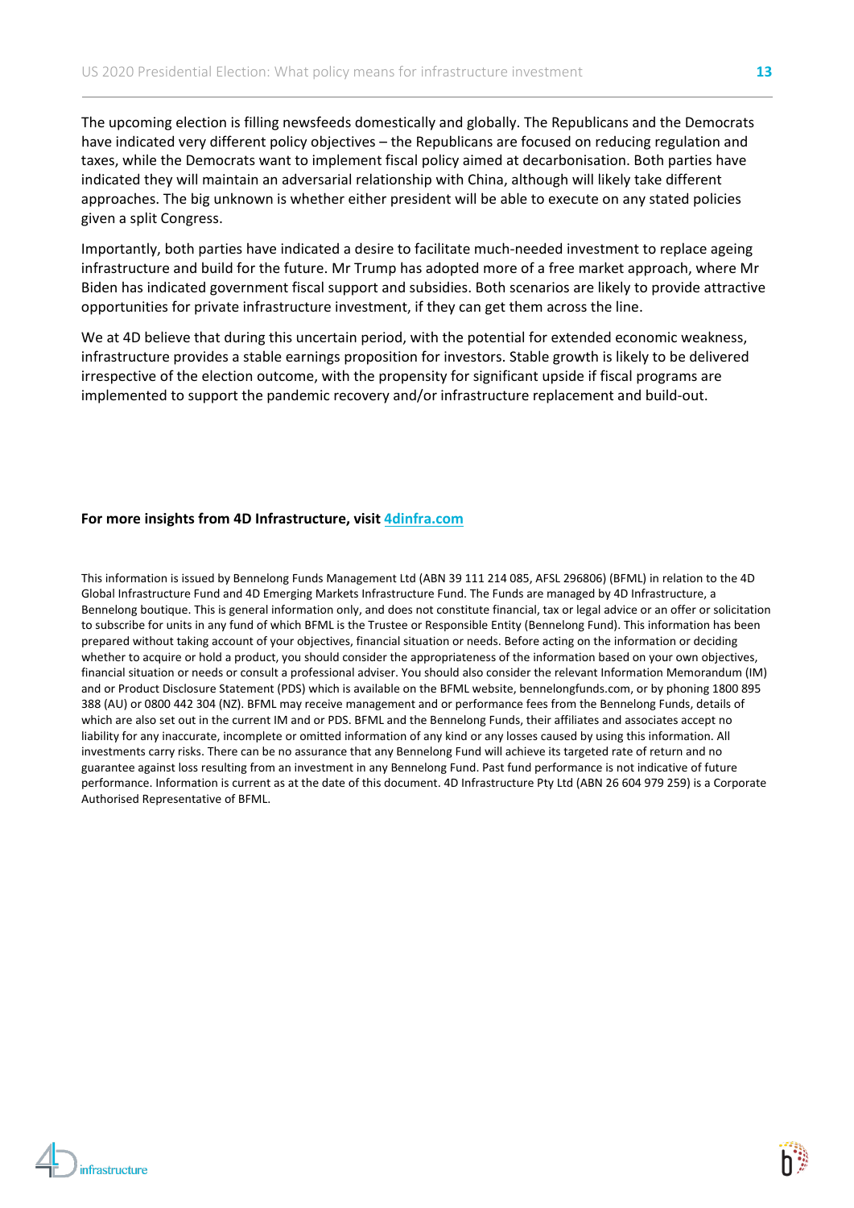The upcoming election is filling newsfeeds domestically and globally. The Republicans and the Democrats have indicated very different policy objectives – the Republicans are focused on reducing regulation and taxes, while the Democrats want to implement fiscal policy aimed at decarbonisation. Both parties have indicated they will maintain an adversarial relationship with China, although will likely take different approaches. The big unknown is whether either president will be able to execute on any stated policies given a split Congress.

Importantly, both parties have indicated a desire to facilitate much-needed investment to replace ageing infrastructure and build for the future. Mr Trump has adopted more of a free market approach, where Mr Biden has indicated government fiscal support and subsidies. Both scenarios are likely to provide attractive opportunities for private infrastructure investment, if they can get them across the line.

We at 4D believe that during this uncertain period, with the potential for extended economic weakness, infrastructure provides a stable earnings proposition for investors. Stable growth is likely to be delivered irrespective of the election outcome, with the propensity for significant upside if fiscal programs are implemented to support the pandemic recovery and/or infrastructure replacement and build-out.

**For more insights from 4D Infrastructure, visit [4dinfra.com](4dinfra.com)**

This information is issued by Bennelong Funds Management Ltd (ABN 39 111 214 085, AFSL 296806) (BFML) in relation to the 4D Global Infrastructure Fund and 4D Emerging Markets Infrastructure Fund. The Funds are managed by 4D Infrastructure, a Bennelong boutique. This is general information only, and does not constitute financial, tax or legal advice or an offer or solicitation to subscribe for units in any fund of which BFML is the Trustee or Responsible Entity (Bennelong Fund). This information has been prepared without taking account of your objectives, financial situation or needs. Before acting on the information or deciding whether to acquire or hold a product, you should consider the appropriateness of the information based on your own objectives, financial situation or needs or consult a professional adviser. You should also consider the relevant Information Memorandum (IM) and or Product Disclosure Statement (PDS) which is available on the BFML website, bennelongfunds.com, or by phoning 1800 895 388 (AU) or 0800 442 304 (NZ). BFML may receive management and or performance fees from the Bennelong Funds, details of which are also set out in the current IM and or PDS. BFML and the Bennelong Funds, their affiliates and associates accept no liability for any inaccurate, incomplete or omitted information of any kind or any losses caused by using this information. All investments carry risks. There can be no assurance that any Bennelong Fund will achieve its targeted rate of return and no guarantee against loss resulting from an investment in any Bennelong Fund. Past fund performance is not indicative of future performance. Information is current as at the date of this document. 4D Infrastructure Pty Ltd (ABN 26 604 979 259) is a Corporate Authorised Representative of BFML.